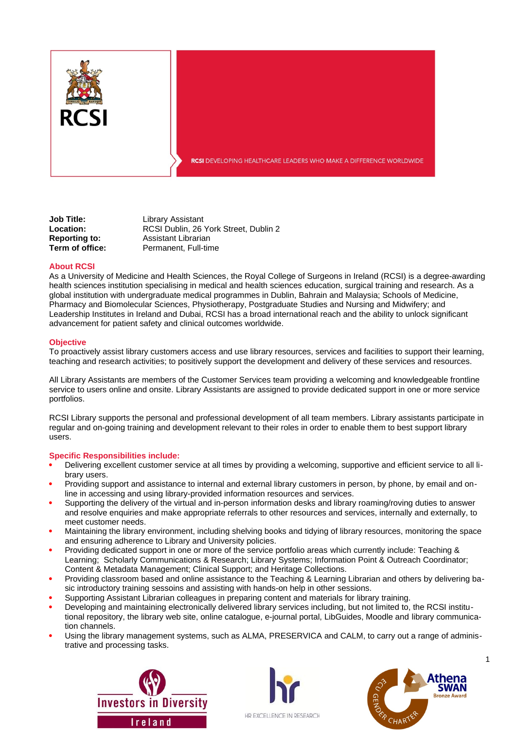RCSI

RCSI DEVELOPING HEALTHCARE LEADERS WHO MAKE A DIFFERENCE WORLDWIDE

**Job Title:** Library Assistant
**Location:** RCSI Dublin, 26 York Street, Dublin 2
**Reporting to:** Assistant Librarian
**Term of office:** Permanent, Full-time

## About RCSI

As a University of Medicine and Health Sciences, the Royal College of Surgeons in Ireland (RCSI) is a degree-awarding health sciences institution specialising in medical and health sciences education, surgical training and research. As a global institution with undergraduate medical programmes in Dublin, Bahrain and Malaysia; Schools of Medicine, Pharmacy and Biomolecular Sciences, Physiotherapy, Postgraduate Studies and Nursing and Midwifery; and Leadership Institutes in Ireland and Dubai, RCSI has a broad international reach and the ability to unlock significant advancement for patient safety and clinical outcomes worldwide.

## Objective

To proactively assist library customers access and use library resources, services and facilities to support their learning, teaching and research activities; to positively support the development and delivery of these services and resources.

All Library Assistants are members of the Customer Services team providing a welcoming and knowledgeable frontline service to users online and onsite. Library Assistants are assigned to provide dedicated support in one or more service portfolios.

RCSI Library supports the personal and professional development of all team members. Library assistants participate in regular and on-going training and development relevant to their roles in order to enable them to best support library users.

## Specific Responsibilities include:

- Delivering excellent customer service at all times by providing a welcoming, supportive and efficient service to all library users.
- Providing support and assistance to internal and external library customers in person, by phone, by email and online in accessing and using library-provided information resources and services.
- Supporting the delivery of the virtual and in-person information desks and library roaming/roving duties to answer and resolve enquiries and make appropriate referrals to other resources and services, internally and externally, to meet customer needs.
- Maintaining the library environment, including shelving books and tidying of library resources, monitoring the space and ensuring adherence to Library and University policies.
- Providing dedicated support in one or more of the service portfolio areas which currently include: Teaching & Learning; Scholarly Communications & Research; Library Systems; Information Point & Outreach Coordinator; Content & Metadata Management; Clinical Support; and Heritage Collections.
- Providing classroom based and online assistance to the Teaching & Learning Librarian and others by delivering basic introductory training sessoins and assisting with hands-on help in other sessions.
- Supporting Assistant Librarian colleagues in preparing content and materials for library training.
- Developing and maintaining electronically delivered library services including, but not limited to, the RCSI institutional repository, the library web site, online catalogue, e-journal portal, LibGuides, Moodle and library communication channels.
- Using the library management systems, such as ALMA, PRESERVICA and CALM, to carry out a range of administrative and processing tasks.

Investors in Diversity Ireland

HR EXCELLENCE IN RESEARCH

ECU GENDER CHARTER Athena SWAN Bronze Award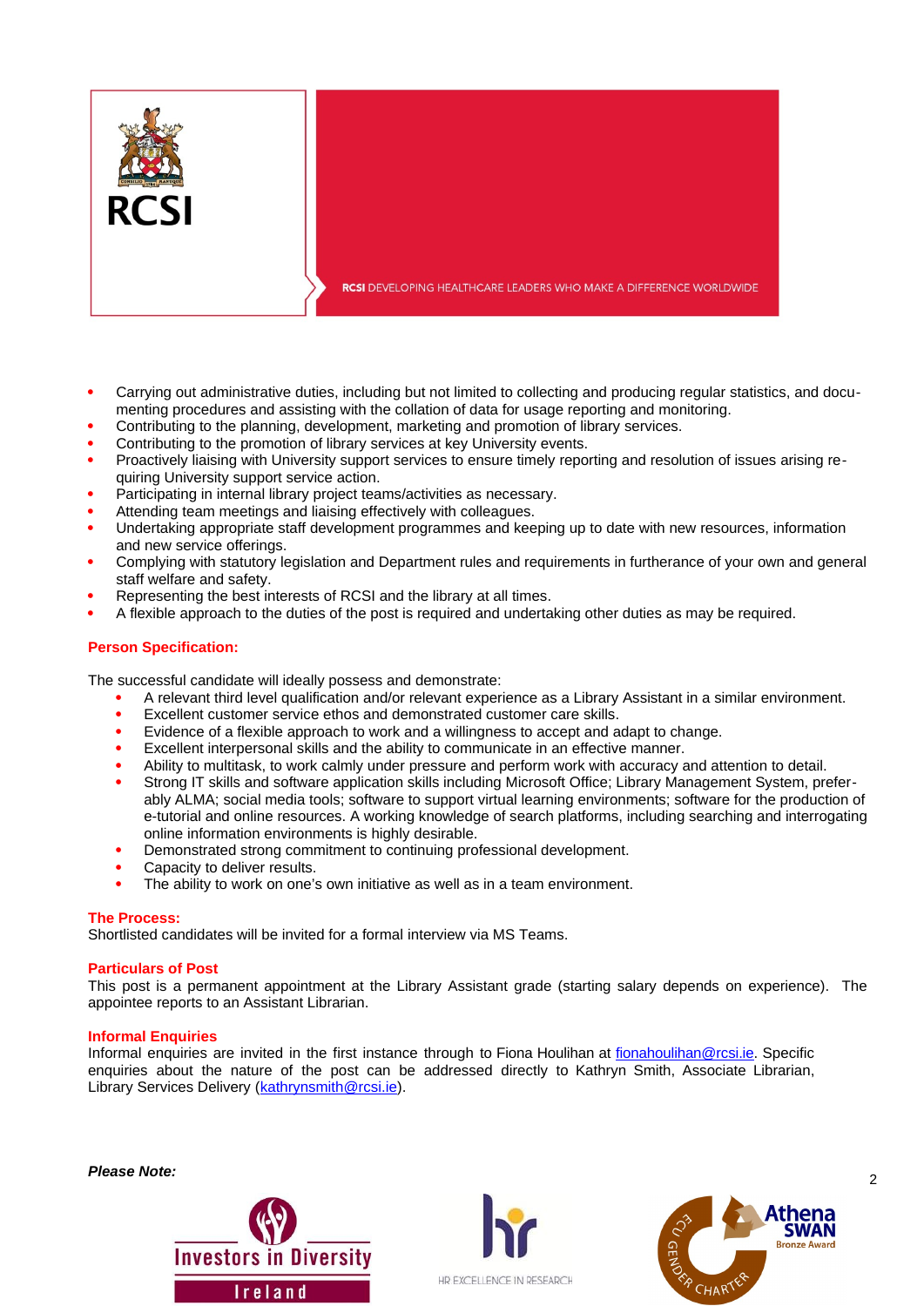- Carrying out administrative duties, including but not limited to collecting and producing regular statistics, and documenting procedures and assisting with the collation of data for usage reporting and monitoring.
- Contributing to the planning, development, marketing and promotion of library services.
- Contributing to the promotion of library services at key University events.
- Proactively liaising with University support services to ensure timely reporting and resolution of issues arising requiring University support service action.
- Participating in internal library project teams/activities as necessary.
- Attending team meetings and liaising effectively with colleagues.
- Undertaking appropriate staff development programmes and keeping up to date with new resources, information and new service offerings.
- Complying with statutory legislation and Department rules and requirements in furtherance of your own and general staff welfare and safety.
- Representing the best interests of RCSI and the library at all times.
- A flexible approach to the duties of the post is required and undertaking other duties as may be required.

**Person Specification:**

The successful candidate will ideally possess and demonstrate:

- A relevant third level qualification and/or relevant experience as a Library Assistant in a similar environment.
- Excellent customer service ethos and demonstrated customer care skills.
- Evidence of a flexible approach to work and a willingness to accept and adapt to change.
- Excellent interpersonal skills and the ability to communicate in an effective manner.
- Ability to multitask, to work calmly under pressure and perform work with accuracy and attention to detail.
- Strong IT skills and software application skills including Microsoft Office; Library Management System, preferably ALMA; social media tools; software to support virtual learning environments; software for the production of e-tutorial and online resources. A working knowledge of search platforms, including searching and interrogating online information environments is highly desirable.
- Demonstrated strong commitment to continuing professional development.
- Capacity to deliver results.
- The ability to work on one's own initiative as well as in a team environment.

**The Process:**

Shortlisted candidates will be invited for a formal interview via MS Teams.

**Particulars of Post**

This post is a permanent appointment at the Library Assistant grade (starting salary depends on experience). The appointee reports to an Assistant Librarian.

**Informal Enquiries**

Informal enquiries are invited in the first instance through to Fiona Houlihan at fionahoulihan@rcsi.ie. Specific enquiries about the nature of the post can be addressed directly to Kathryn Smith, Associate Librarian, Library Services Delivery (kathrynsmith@rcsi.ie).

***Please Note:***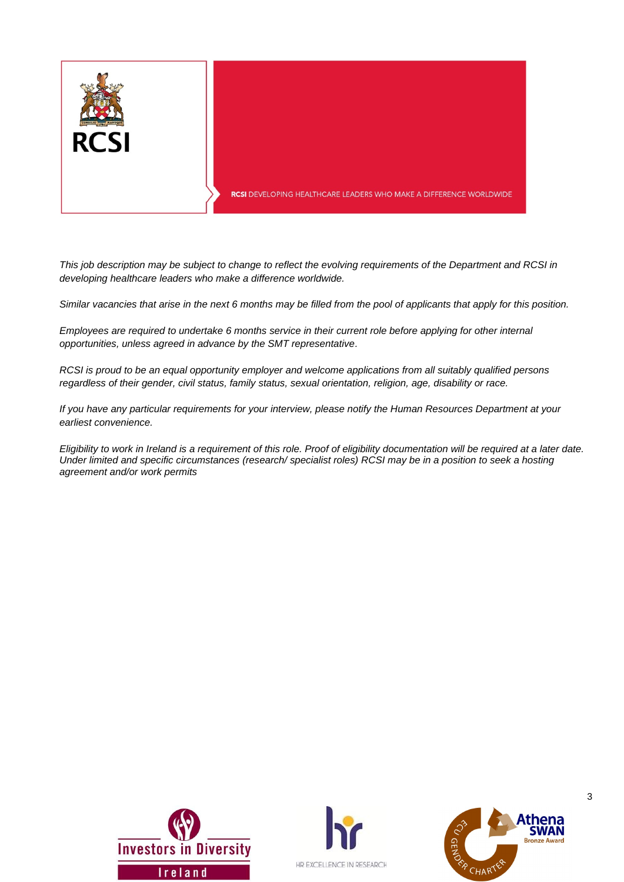RCSI

**RCSI** DEVELOPING HEALTHCARE LEADERS WHO MAKE A DIFFERENCE WORLDWIDE

*This job description may be subject to change to reflect the evolving requirements of the Department and RCSI in developing healthcare leaders who make a difference worldwide.*

*Similar vacancies that arise in the next 6 months may be filled from the pool of applicants that apply for this position.*

*Employees are required to undertake 6 months service in their current role before applying for other internal opportunities, unless agreed in advance by the SMT representative.*

*RCSI is proud to be an equal opportunity employer and welcome applications from all suitably qualified persons regardless of their gender, civil status, family status, sexual orientation, religion, age, disability or race.*

*If you have any particular requirements for your interview, please notify the Human Resources Department at your earliest convenience.*

*Eligibility to work in Ireland is a requirement of this role. Proof of eligibility documentation will be required at a later date. Under limited and specific circumstances (research/ specialist roles) RCSI may be in a position to seek a hosting agreement and/or work permits*

Investors in Diversity Ireland

HR EXCELLENCE IN RESEARCH

ECU GENDER CHARTER Athena SWAN Bronze Award